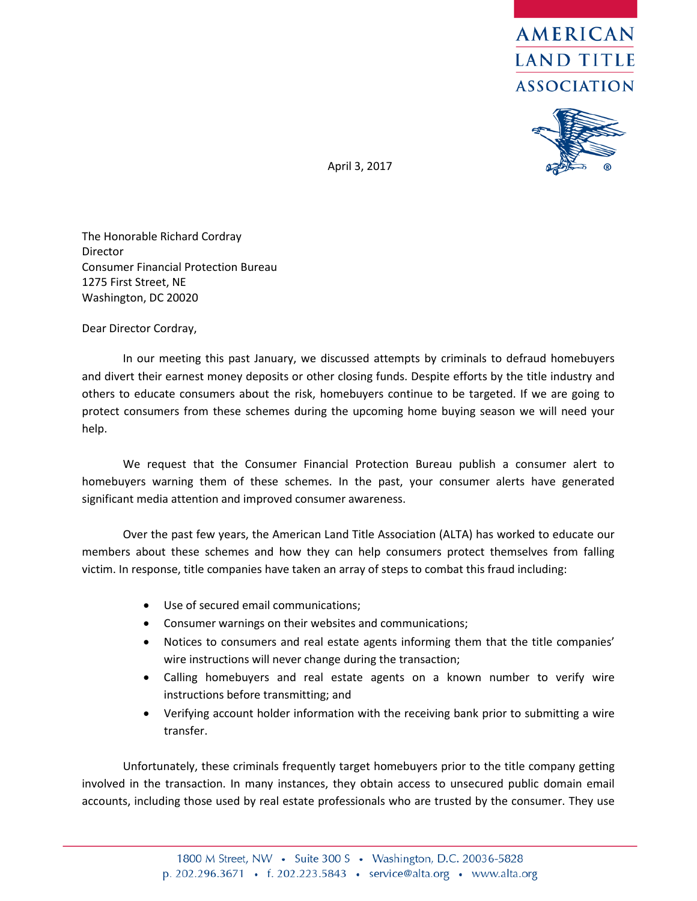AMERICAN LAND TITLE ASSOCIATION

April 3, 2017

The Honorable Richard Cordray
Director
Consumer Financial Protection Bureau
1275 First Street, NE
Washington, DC 20020

Dear Director Cordray,

In our meeting this past January, we discussed attempts by criminals to defraud homebuyers and divert their earnest money deposits or other closing funds. Despite efforts by the title industry and others to educate consumers about the risk, homebuyers continue to be targeted. If we are going to protect consumers from these schemes during the upcoming home buying season we will need your help.

We request that the Consumer Financial Protection Bureau publish a consumer alert to homebuyers warning them of these schemes. In the past, your consumer alerts have generated significant media attention and improved consumer awareness.

Over the past few years, the American Land Title Association (ALTA) has worked to educate our members about these schemes and how they can help consumers protect themselves from falling victim. In response, title companies have taken an array of steps to combat this fraud including:

- Use of secured email communications;
- Consumer warnings on their websites and communications;
- Notices to consumers and real estate agents informing them that the title companies' wire instructions will never change during the transaction;
- Calling homebuyers and real estate agents on a known number to verify wire instructions before transmitting; and
- Verifying account holder information with the receiving bank prior to submitting a wire transfer.

Unfortunately, these criminals frequently target homebuyers prior to the title company getting involved in the transaction. In many instances, they obtain access to unsecured public domain email accounts, including those used by real estate professionals who are trusted by the consumer. They use

1800 M Street, NW • Suite 300 S • Washington, D.C. 20036-5828
p. 202.296.3671 • f. 202.223.5843 • service@alta.org • www.alta.org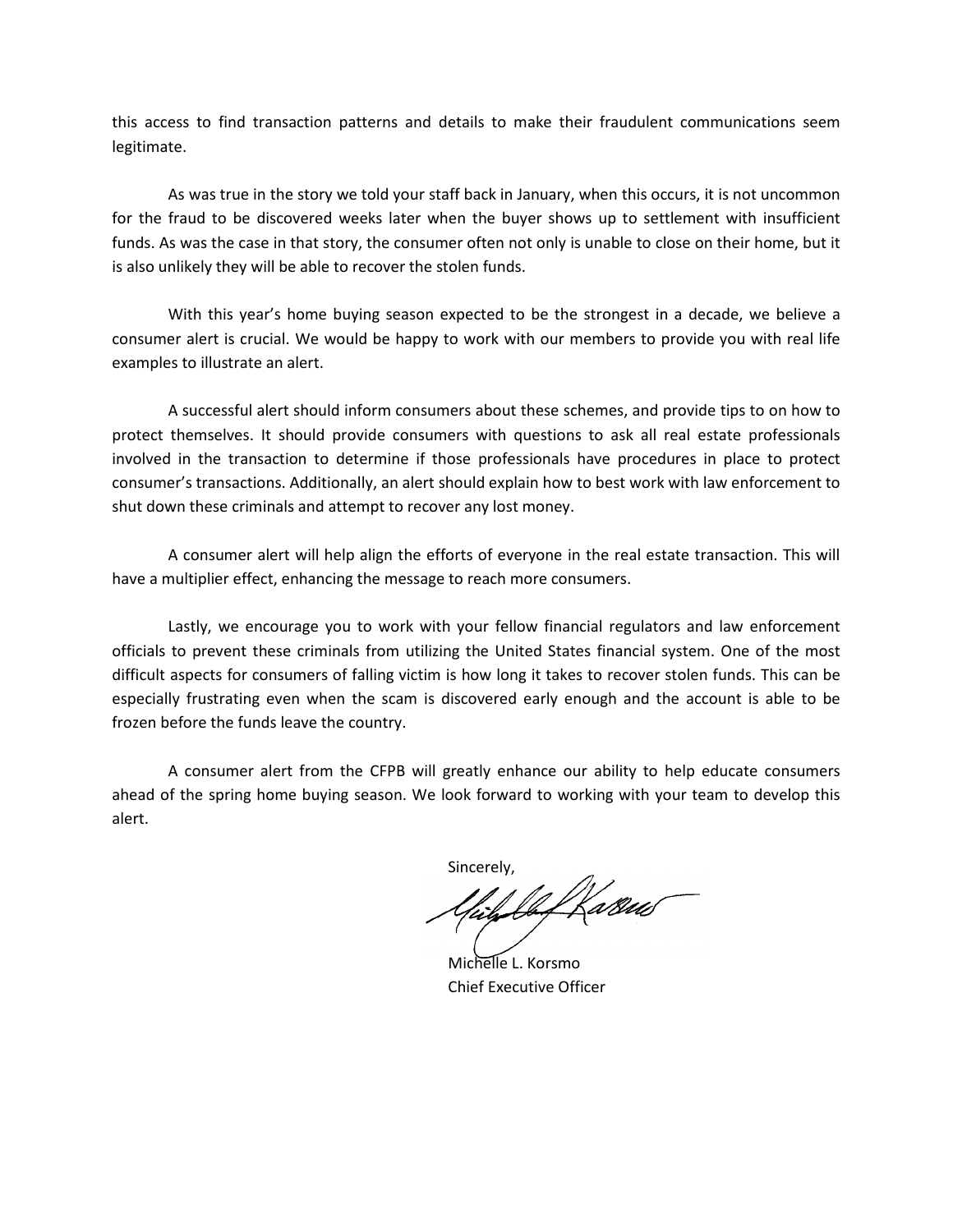this access to find transaction patterns and details to make their fraudulent communications seem legitimate.

As was true in the story we told your staff back in January, when this occurs, it is not uncommon for the fraud to be discovered weeks later when the buyer shows up to settlement with insufficient funds. As was the case in that story, the consumer often not only is unable to close on their home, but it is also unlikely they will be able to recover the stolen funds.

With this year's home buying season expected to be the strongest in a decade, we believe a consumer alert is crucial. We would be happy to work with our members to provide you with real life examples to illustrate an alert.

A successful alert should inform consumers about these schemes, and provide tips to on how to protect themselves. It should provide consumers with questions to ask all real estate professionals involved in the transaction to determine if those professionals have procedures in place to protect consumer's transactions. Additionally, an alert should explain how to best work with law enforcement to shut down these criminals and attempt to recover any lost money.

A consumer alert will help align the efforts of everyone in the real estate transaction. This will have a multiplier effect, enhancing the message to reach more consumers.

Lastly, we encourage you to work with your fellow financial regulators and law enforcement officials to prevent these criminals from utilizing the United States financial system. One of the most difficult aspects for consumers of falling victim is how long it takes to recover stolen funds. This can be especially frustrating even when the scam is discovered early enough and the account is able to be frozen before the funds leave the country.

A consumer alert from the CFPB will greatly enhance our ability to help educate consumers ahead of the spring home buying season. We look forward to working with your team to develop this alert.

Sincerely,

Michelle L. Korsmo
Chief Executive Officer